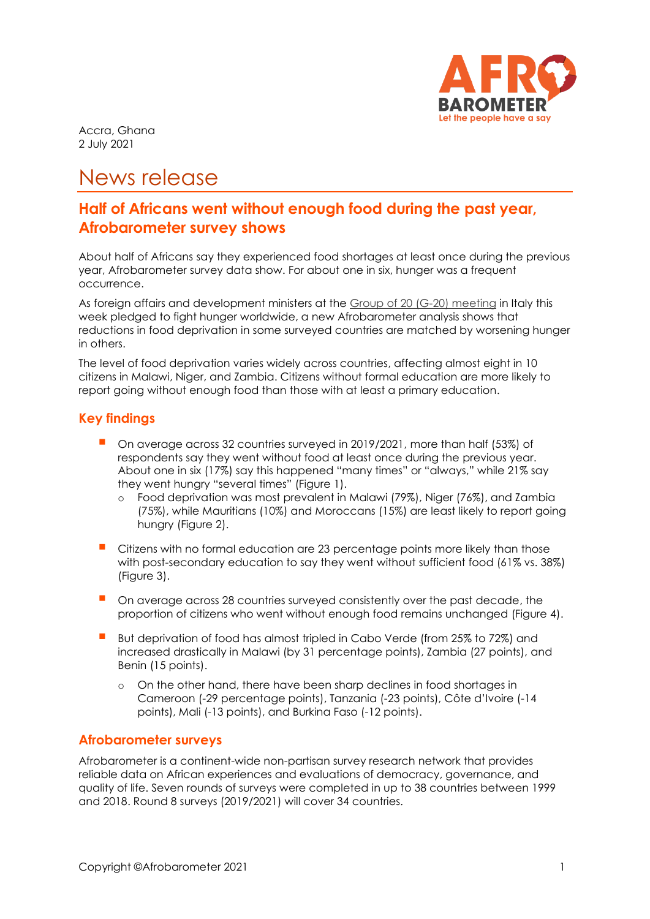Accra, Ghana
2 July 2021

# News release

## Half of Africans went without enough food during the past year, Afrobarometer survey shows

About half of Africans say they experienced food shortages at least once during the previous year, Afrobarometer survey data show. For about one in six, hunger was a frequent occurrence.

As foreign affairs and development ministers at the Group of 20 (G-20) meeting in Italy this week pledged to fight hunger worldwide, a new Afrobarometer analysis shows that reductions in food deprivation in some surveyed countries are matched by worsening hunger in others.

The level of food deprivation varies widely across countries, affecting almost eight in 10 citizens in Malawi, Niger, and Zambia. Citizens without formal education are more likely to report going without enough food than those with at least a primary education.

### Key findings

- On average across 32 countries surveyed in 2019/2021, more than half (53%) of respondents say they went without food at least once during the previous year. About one in six (17%) say this happened "many times" or "always," while 21% say they went hungry "several times" (Figure 1).
  - Food deprivation was most prevalent in Malawi (79%), Niger (76%), and Zambia (75%), while Mauritians (10%) and Moroccans (15%) are least likely to report going hungry (Figure 2).
- Citizens with no formal education are 23 percentage points more likely than those with post-secondary education to say they went without sufficient food (61% vs. 38%) (Figure 3).
- On average across 28 countries surveyed consistently over the past decade, the proportion of citizens who went without enough food remains unchanged (Figure 4).
- But deprivation of food has almost tripled in Cabo Verde (from 25% to 72%) and increased drastically in Malawi (by 31 percentage points), Zambia (27 points), and Benin (15 points).
  - On the other hand, there have been sharp declines in food shortages in Cameroon (-29 percentage points), Tanzania (-23 points), Côte d'Ivoire (-14 points), Mali (-13 points), and Burkina Faso (-12 points).

### Afrobarometer surveys

Afrobarometer is a continent-wide non-partisan survey research network that provides reliable data on African experiences and evaluations of democracy, governance, and quality of life. Seven rounds of surveys were completed in up to 38 countries between 1999 and 2018. Round 8 surveys (2019/2021) will cover 34 countries.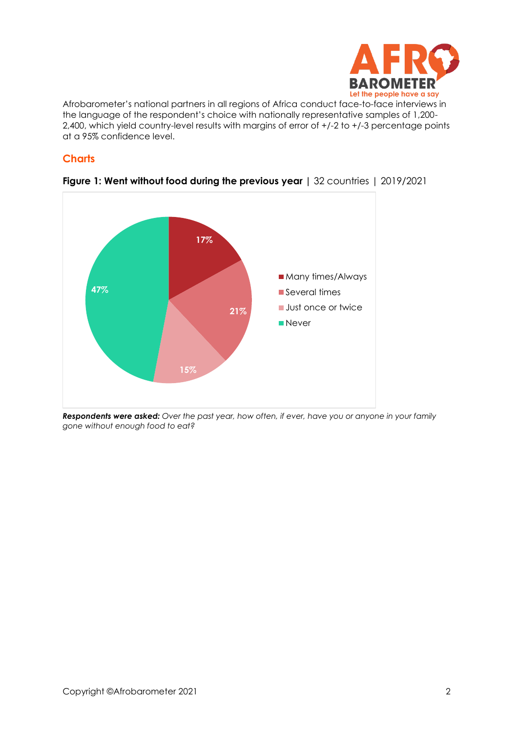Afrobarometer's national partners in all regions of Africa conduct face-to-face interviews in the language of the respondent's choice with nationally representative samples of 1,200-2,400, which yield country-level results with margins of error of +/-2 to +/-3 percentage points at a 95% confidence level.

## Charts

**Figure 1: Went without food during the previous year** | 32 countries | 2019/2021

| Response | Percentage |
| --- | --- |
| Many times/Always | 17% |
| Several times | 21% |
| Just once or twice | 15% |
| Never | 47% |

***Respondents were asked:*** *Over the past year, how often, if ever, have you or anyone in your family gone without enough food to eat?*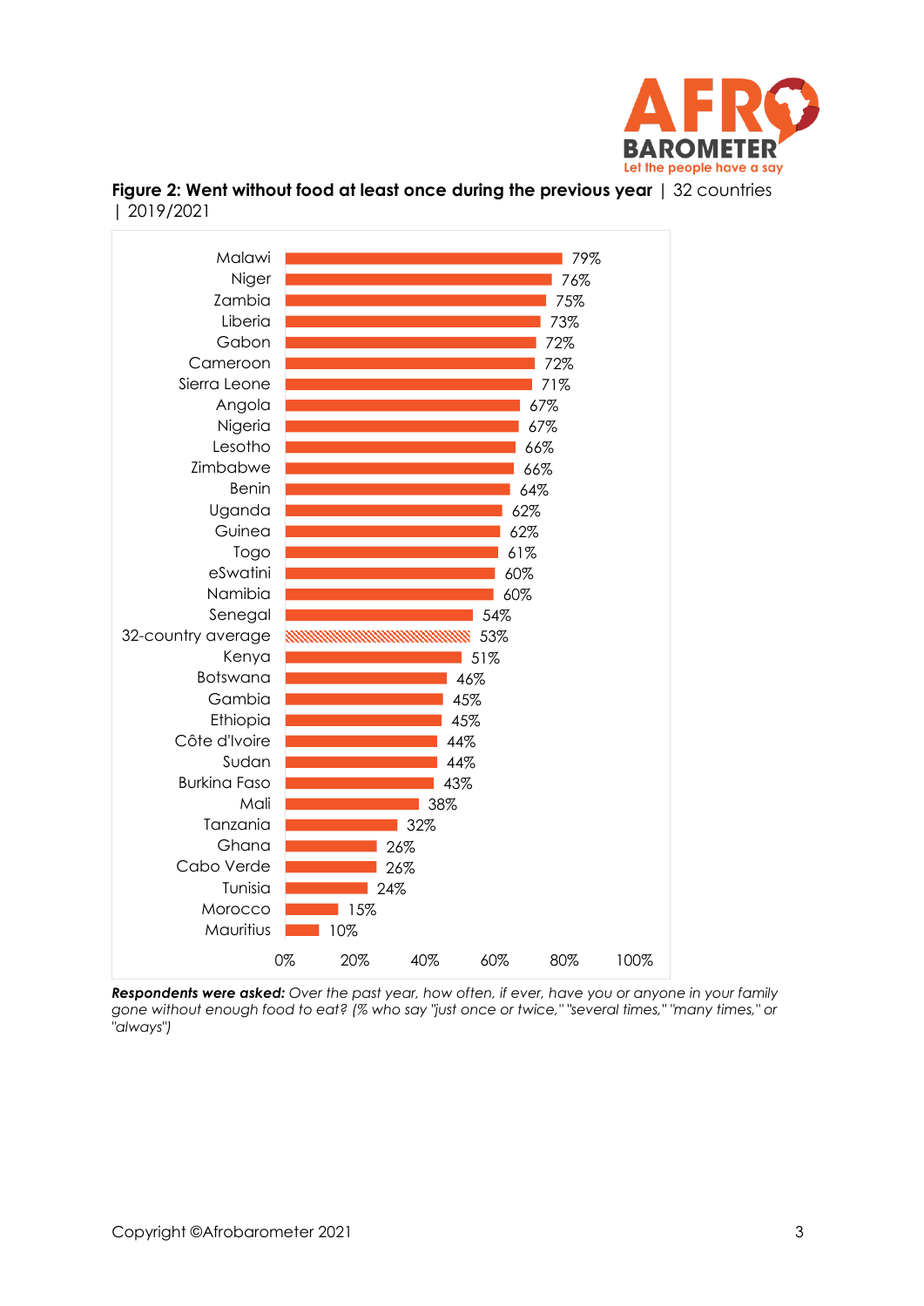**Figure 2: Went without food at least once during the previous year** | 32 countries | 2019/2021

| Country | % |
|---|---|
| Malawi | 79% |
| Niger | 76% |
| Zambia | 75% |
| Liberia | 73% |
| Gabon | 72% |
| Cameroon | 72% |
| Sierra Leone | 71% |
| Angola | 67% |
| Nigeria | 67% |
| Lesotho | 66% |
| Zimbabwe | 66% |
| Benin | 64% |
| Uganda | 62% |
| Guinea | 62% |
| Togo | 61% |
| eSwatini | 60% |
| Namibia | 60% |
| Senegal | 54% |
| 32-country average | 53% |
| Kenya | 51% |
| Botswana | 46% |
| Gambia | 45% |
| Ethiopia | 45% |
| Côte d'Ivoire | 44% |
| Sudan | 44% |
| Burkina Faso | 43% |
| Mali | 38% |
| Tanzania | 32% |
| Ghana | 26% |
| Cabo Verde | 26% |
| Tunisia | 24% |
| Morocco | 15% |
| Mauritius | 10% |

***Respondents were asked:*** *Over the past year, how often, if ever, have you or anyone in your family gone without enough food to eat? (% who say "just once or twice," "several times," "many times," or "always")*

Copyright ©Afrobarometer 2021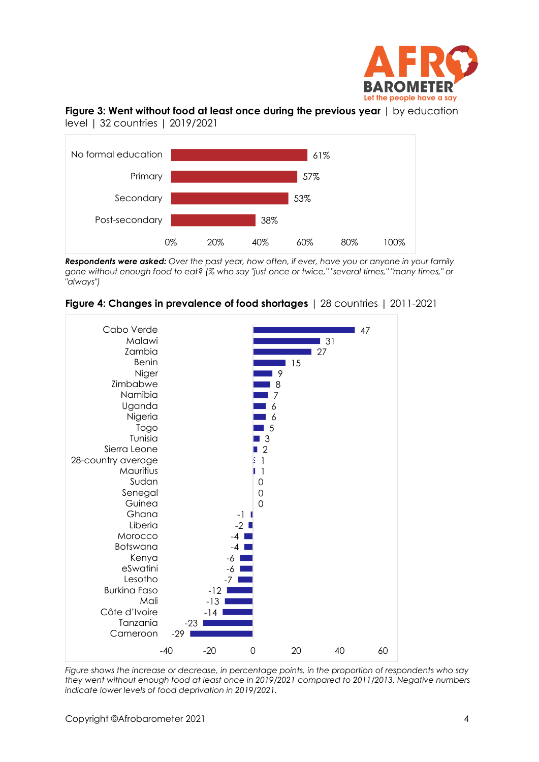**Figure 3: Went without food at least once during the previous year** | by education level | 32 countries | 2019/2021

| Education level | % |
|---|---|
| No formal education | 61% |
| Primary | 57% |
| Secondary | 53% |
| Post-secondary | 38% |

***Respondents were asked:*** *Over the past year, how often, if ever, have you or anyone in your family gone without enough food to eat? (% who say "just once or twice," "several times," "many times," or "always")*

**Figure 4: Changes in prevalence of food shortages** | 28 countries | 2011-2021

| Country | Change |
|---|---|
| Cabo Verde | 47 |
| Malawi | 31 |
| Zambia | 27 |
| Benin | 15 |
| Niger | 9 |
| Zimbabwe | 8 |
| Namibia | 7 |
| Uganda | 6 |
| Nigeria | 6 |
| Togo | 5 |
| Tunisia | 3 |
| Sierra Leone | 2 |
| 28-country average | 1 |
| Mauritius | 1 |
| Sudan | 0 |
| Senegal | 0 |
| Guinea | 0 |
| Ghana | -1 |
| Liberia | -2 |
| Morocco | -4 |
| Botswana | -4 |
| Kenya | -6 |
| eSwatini | -6 |
| Lesotho | -7 |
| Burkina Faso | -12 |
| Mali | -13 |
| Côte d'Ivoire | -14 |
| Tanzania | -23 |
| Cameroon | -29 |

*Figure shows the increase or decrease, in percentage points, in the proportion of respondents who say they went without enough food at least once in 2019/2021 compared to 2011/2013. Negative numbers indicate lower levels of food deprivation in 2019/2021.*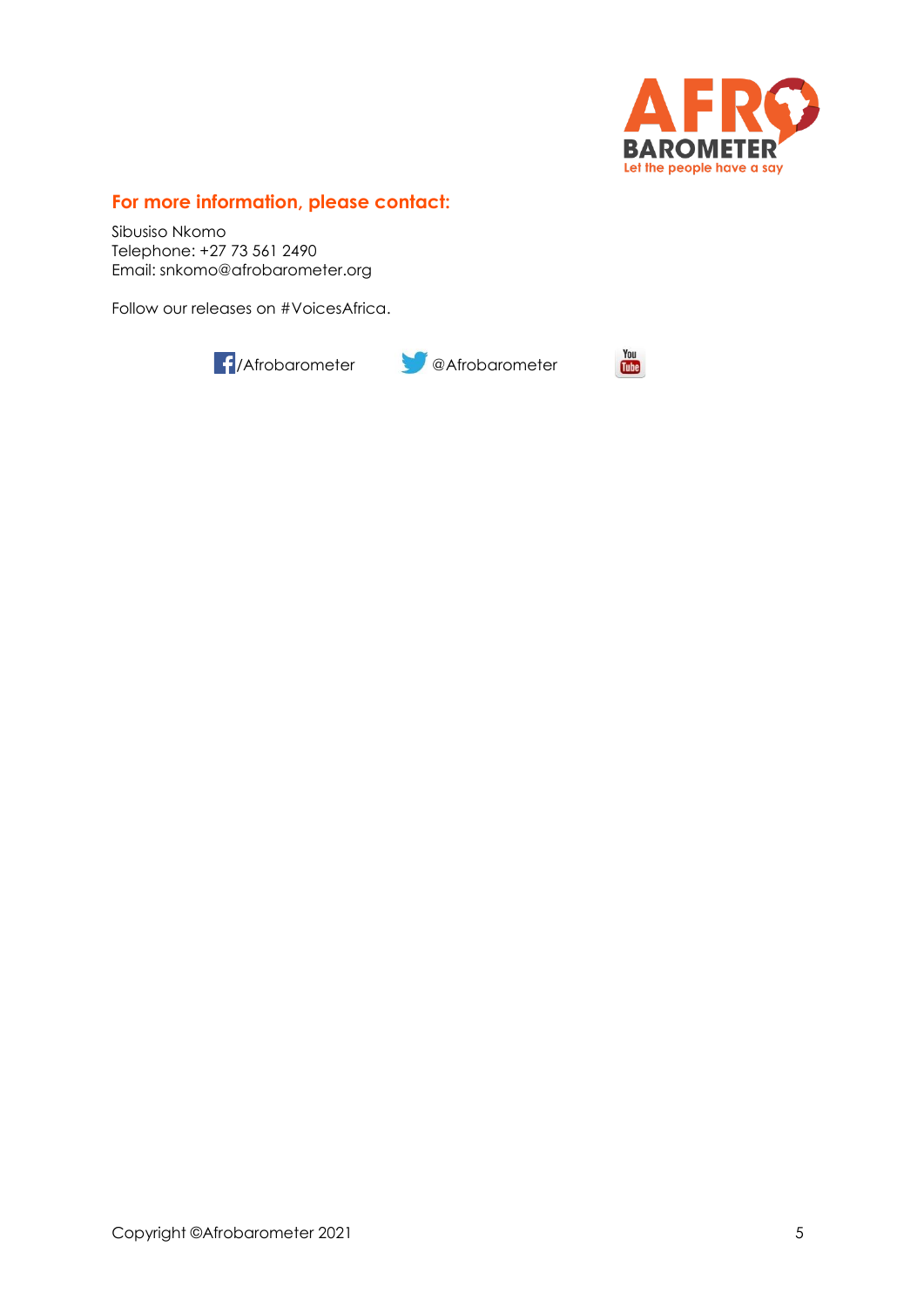**For more information, please contact:**

Sibusiso Nkomo
Telephone: +27 73 561 2490
Email: snkomo@afrobarometer.org

Follow our releases on #VoicesAfrica.

/Afrobarometer @Afrobarometer

Copyright ©Afrobarometer 2021